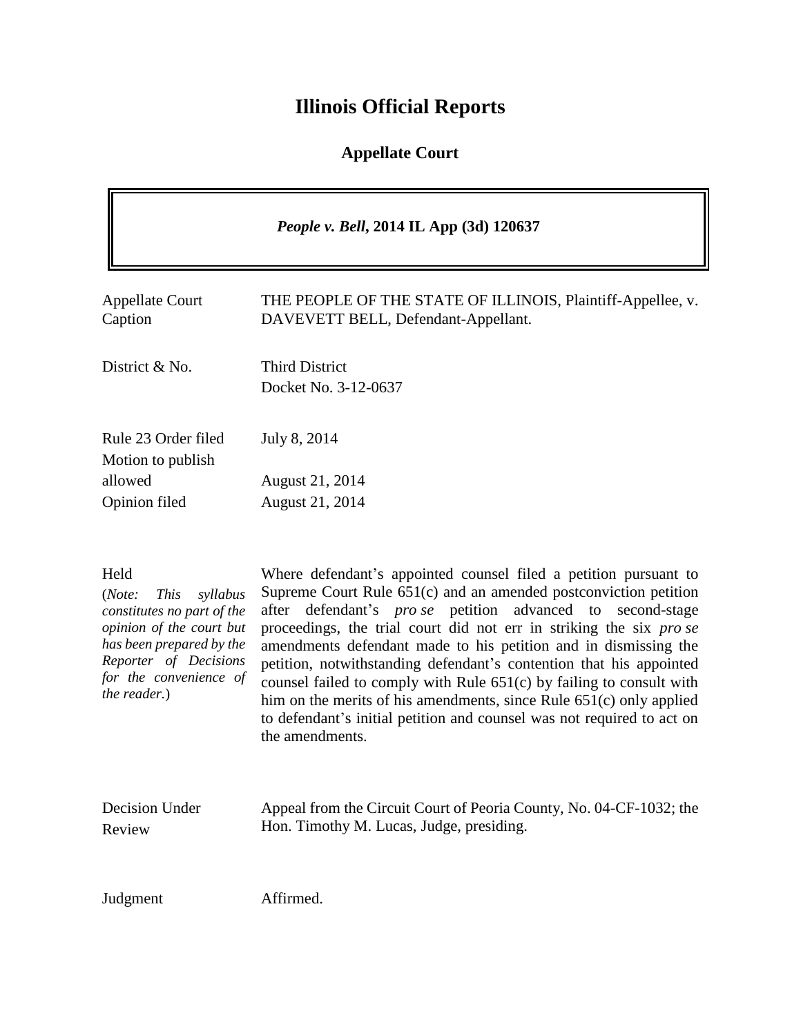# Illinois Official Reports

## Appellate Court

***People v. Bell*, 2014 IL App (3d) 120637**

| | |
|---|---|
| Appellate Court Caption | THE PEOPLE OF THE STATE OF ILLINOIS, Plaintiff-Appellee, v. DAVEVETT BELL, Defendant-Appellant. |
| District & No. | Third District<br>Docket No. 3-12-0637 |
| Rule 23 Order filed | July 8, 2014 |
| Motion to publish allowed | August 21, 2014 |
| Opinion filed | August 21, 2014 |

| | |
|---|---|
| Held<br>(*Note: This syllabus constitutes no part of the opinion of the court but has been prepared by the Reporter of Decisions for the convenience of the reader.*) | Where defendant's appointed counsel filed a petition pursuant to Supreme Court Rule 651(c) and an amended postconviction petition after defendant's *pro se* petition advanced to second-stage proceedings, the trial court did not err in striking the six *pro se* amendments defendant made to his petition and in dismissing the petition, notwithstanding defendant's contention that his appointed counsel failed to comply with Rule 651(c) by failing to consult with him on the merits of his amendments, since Rule 651(c) only applied to defendant's initial petition and counsel was not required to act on the amendments. |

| | |
|---|---|
| Decision Under Review | Appeal from the Circuit Court of Peoria County, No. 04-CF-1032; the Hon. Timothy M. Lucas, Judge, presiding. |
| Judgment | Affirmed. |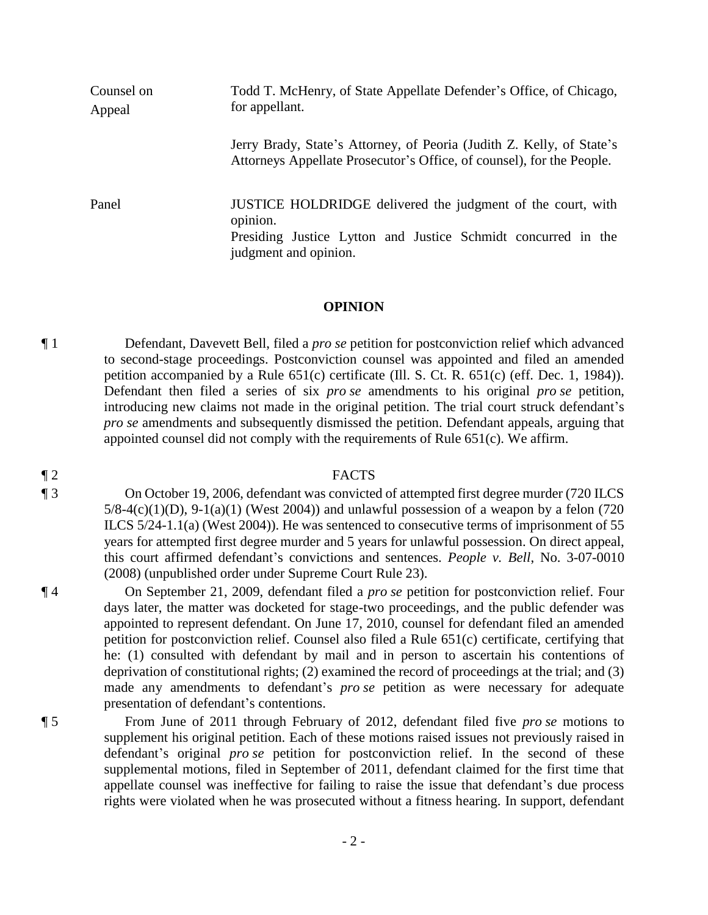| Counsel on Appeal | Todd T. McHenry, of State Appellate Defender's Office, of Chicago, for appellant. |
|---|---|
| | Jerry Brady, State's Attorney, of Peoria (Judith Z. Kelly, of State's Attorneys Appellate Prosecutor's Office, of counsel), for the People. |
| Panel | JUSTICE HOLDRIDGE delivered the judgment of the court, with opinion. Presiding Justice Lytton and Justice Schmidt concurred in the judgment and opinion. |

## OPINION

¶ 1 Defendant, Davevett Bell, filed a *pro se* petition for postconviction relief which advanced to second-stage proceedings. Postconviction counsel was appointed and filed an amended petition accompanied by a Rule 651(c) certificate (Ill. S. Ct. R. 651(c) (eff. Dec. 1, 1984)). Defendant then filed a series of six *pro se* amendments to his original *pro se* petition, introducing new claims not made in the original petition. The trial court struck defendant's *pro se* amendments and subsequently dismissed the petition. Defendant appeals, arguing that appointed counsel did not comply with the requirements of Rule 651(c). We affirm.

¶ 2 FACTS

¶ 3 On October 19, 2006, defendant was convicted of attempted first degree murder (720 ILCS 5/8-4(c)(1)(D), 9-1(a)(1) (West 2004)) and unlawful possession of a weapon by a felon (720 ILCS 5/24-1.1(a) (West 2004)). He was sentenced to consecutive terms of imprisonment of 55 years for attempted first degree murder and 5 years for unlawful possession. On direct appeal, this court affirmed defendant's convictions and sentences. *People v. Bell*, No. 3-07-0010 (2008) (unpublished order under Supreme Court Rule 23).

¶ 4 On September 21, 2009, defendant filed a *pro se* petition for postconviction relief. Four days later, the matter was docketed for stage-two proceedings, and the public defender was appointed to represent defendant. On June 17, 2010, counsel for defendant filed an amended petition for postconviction relief. Counsel also filed a Rule 651(c) certificate, certifying that he: (1) consulted with defendant by mail and in person to ascertain his contentions of deprivation of constitutional rights; (2) examined the record of proceedings at the trial; and (3) made any amendments to defendant's *pro se* petition as were necessary for adequate presentation of defendant's contentions.

¶ 5 From June of 2011 through February of 2012, defendant filed five *pro se* motions to supplement his original petition. Each of these motions raised issues not previously raised in defendant's original *pro se* petition for postconviction relief. In the second of these supplemental motions, filed in September of 2011, defendant claimed for the first time that appellate counsel was ineffective for failing to raise the issue that defendant's due process rights were violated when he was prosecuted without a fitness hearing. In support, defendant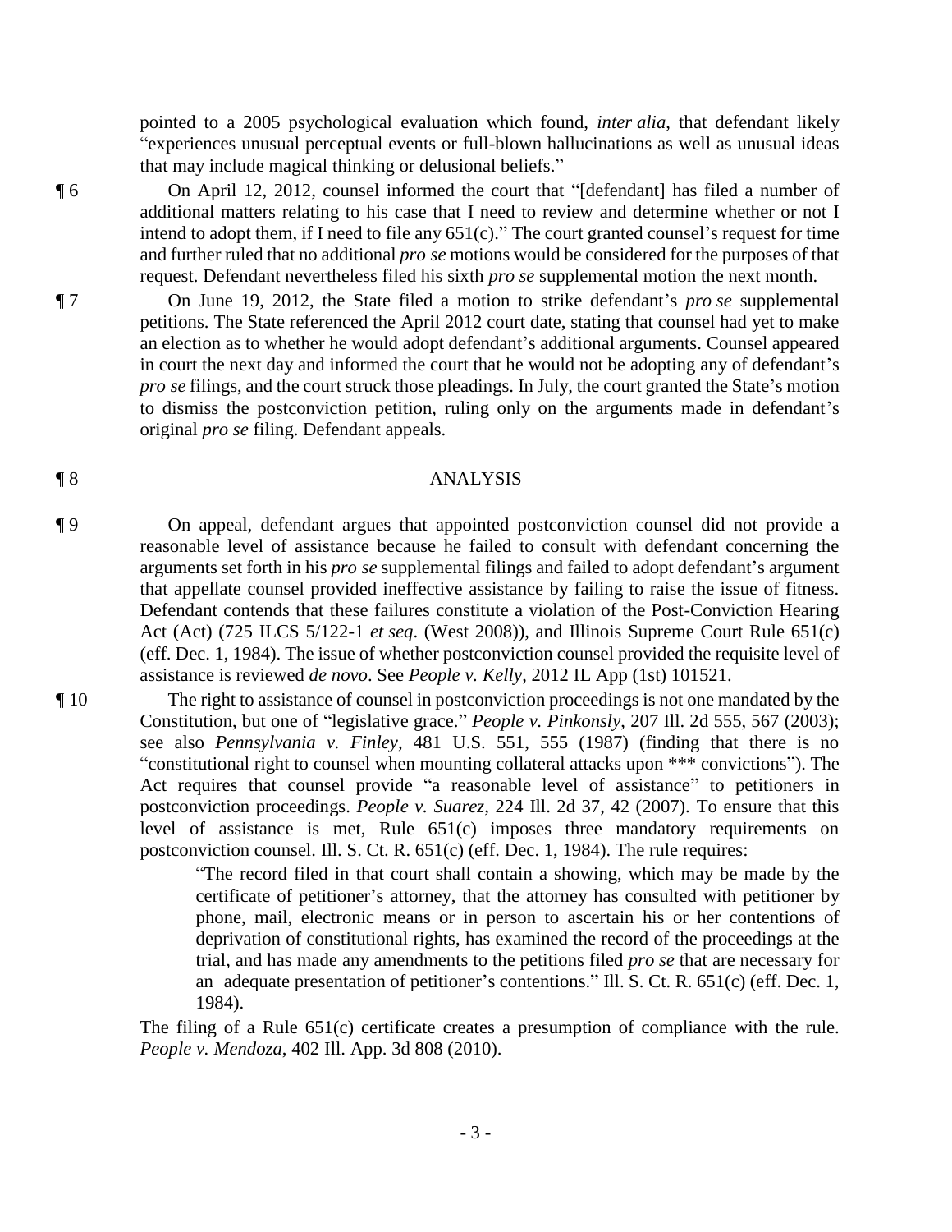pointed to a 2005 psychological evaluation which found, *inter alia*, that defendant likely "experiences unusual perceptual events or full-blown hallucinations as well as unusual ideas that may include magical thinking or delusional beliefs."

¶ 6 On April 12, 2012, counsel informed the court that "[defendant] has filed a number of additional matters relating to his case that I need to review and determine whether or not I intend to adopt them, if I need to file any 651(c)." The court granted counsel's request for time and further ruled that no additional *pro se* motions would be considered for the purposes of that request. Defendant nevertheless filed his sixth *pro se* supplemental motion the next month.

¶ 7 On June 19, 2012, the State filed a motion to strike defendant's *pro se* supplemental petitions. The State referenced the April 2012 court date, stating that counsel had yet to make an election as to whether he would adopt defendant's additional arguments. Counsel appeared in court the next day and informed the court that he would not be adopting any of defendant's *pro se* filings, and the court struck those pleadings. In July, the court granted the State's motion to dismiss the postconviction petition, ruling only on the arguments made in defendant's original *pro se* filing. Defendant appeals.

¶ 8 ANALYSIS

¶ 9 On appeal, defendant argues that appointed postconviction counsel did not provide a reasonable level of assistance because he failed to consult with defendant concerning the arguments set forth in his *pro se* supplemental filings and failed to adopt defendant's argument that appellate counsel provided ineffective assistance by failing to raise the issue of fitness. Defendant contends that these failures constitute a violation of the Post-Conviction Hearing Act (Act) (725 ILCS 5/122-1 *et seq*. (West 2008)), and Illinois Supreme Court Rule 651(c) (eff. Dec. 1, 1984). The issue of whether postconviction counsel provided the requisite level of assistance is reviewed *de novo*. See *People v. Kelly*, 2012 IL App (1st) 101521.

¶ 10 The right to assistance of counsel in postconviction proceedings is not one mandated by the Constitution, but one of "legislative grace." *People v. Pinkonsly*, 207 Ill. 2d 555, 567 (2003); see also *Pennsylvania v. Finley*, 481 U.S. 551, 555 (1987) (finding that there is no "constitutional right to counsel when mounting collateral attacks upon *** convictions"). The Act requires that counsel provide "a reasonable level of assistance" to petitioners in postconviction proceedings. *People v. Suarez*, 224 Ill. 2d 37, 42 (2007). To ensure that this level of assistance is met, Rule 651(c) imposes three mandatory requirements on postconviction counsel. Ill. S. Ct. R. 651(c) (eff. Dec. 1, 1984). The rule requires:

> "The record filed in that court shall contain a showing, which may be made by the certificate of petitioner's attorney, that the attorney has consulted with petitioner by phone, mail, electronic means or in person to ascertain his or her contentions of deprivation of constitutional rights, has examined the record of the proceedings at the trial, and has made any amendments to the petitions filed *pro se* that are necessary for an adequate presentation of petitioner's contentions." Ill. S. Ct. R. 651(c) (eff. Dec. 1, 1984).

The filing of a Rule 651(c) certificate creates a presumption of compliance with the rule. *People v. Mendoza*, 402 Ill. App. 3d 808 (2010).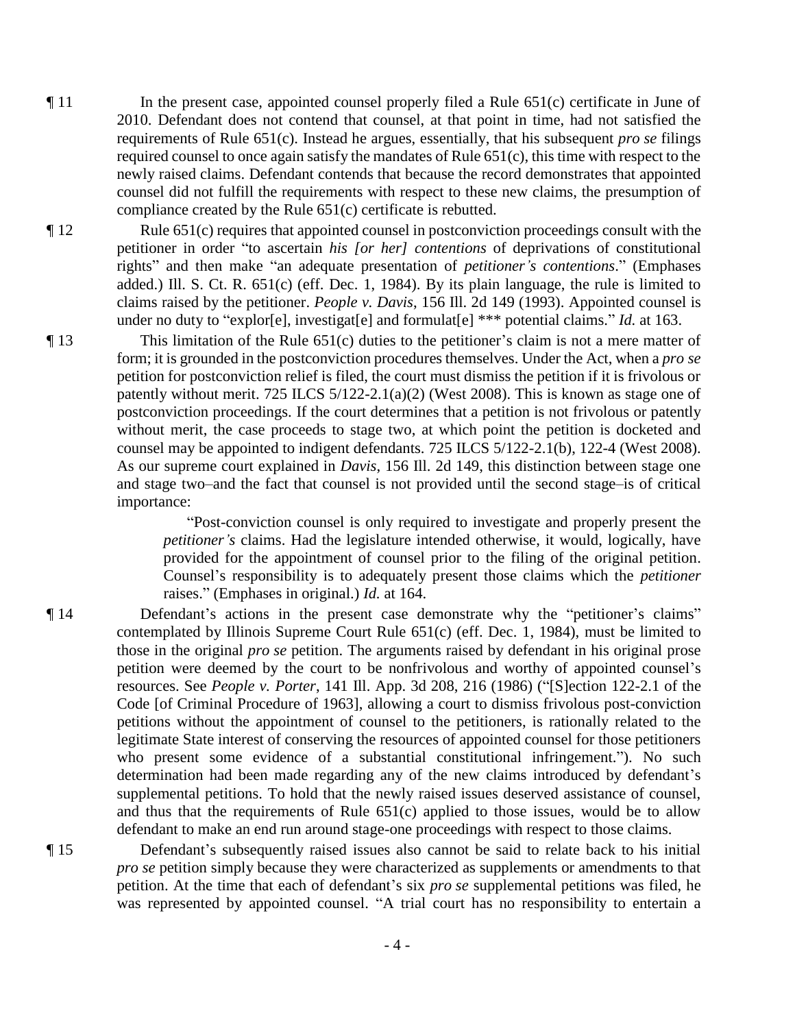¶ 11 In the present case, appointed counsel properly filed a Rule 651(c) certificate in June of 2010. Defendant does not contend that counsel, at that point in time, had not satisfied the requirements of Rule 651(c). Instead he argues, essentially, that his subsequent *pro se* filings required counsel to once again satisfy the mandates of Rule 651(c), this time with respect to the newly raised claims. Defendant contends that because the record demonstrates that appointed counsel did not fulfill the requirements with respect to these new claims, the presumption of compliance created by the Rule 651(c) certificate is rebutted.

¶ 12 Rule 651(c) requires that appointed counsel in postconviction proceedings consult with the petitioner in order "to ascertain *his [or her] contentions* of deprivations of constitutional rights" and then make "an adequate presentation of *petitioner's contentions*." (Emphases added.) Ill. S. Ct. R. 651(c) (eff. Dec. 1, 1984). By its plain language, the rule is limited to claims raised by the petitioner. *People v. Davis*, 156 Ill. 2d 149 (1993). Appointed counsel is under no duty to "explor[e], investigat[e] and formulat[e] *** potential claims." *Id.* at 163.

¶ 13 This limitation of the Rule 651(c) duties to the petitioner's claim is not a mere matter of form; it is grounded in the postconviction procedures themselves. Under the Act, when a *pro se* petition for postconviction relief is filed, the court must dismiss the petition if it is frivolous or patently without merit. 725 ILCS 5/122-2.1(a)(2) (West 2008). This is known as stage one of postconviction proceedings. If the court determines that a petition is not frivolous or patently without merit, the case proceeds to stage two, at which point the petition is docketed and counsel may be appointed to indigent defendants. 725 ILCS 5/122-2.1(b), 122-4 (West 2008). As our supreme court explained in *Davis*, 156 Ill. 2d 149, this distinction between stage one and stage two–and the fact that counsel is not provided until the second stage–is of critical importance:

> "Post-conviction counsel is only required to investigate and properly present the *petitioner's* claims. Had the legislature intended otherwise, it would, logically, have provided for the appointment of counsel prior to the filing of the original petition. Counsel's responsibility is to adequately present those claims which the *petitioner* raises." (Emphases in original.) *Id.* at 164.

¶ 14 Defendant's actions in the present case demonstrate why the "petitioner's claims" contemplated by Illinois Supreme Court Rule 651(c) (eff. Dec. 1, 1984), must be limited to those in the original *pro se* petition. The arguments raised by defendant in his original prose petition were deemed by the court to be nonfrivolous and worthy of appointed counsel's resources. See *People v. Porter*, 141 Ill. App. 3d 208, 216 (1986) ("[S]ection 122-2.1 of the Code [of Criminal Procedure of 1963], allowing a court to dismiss frivolous post-conviction petitions without the appointment of counsel to the petitioners, is rationally related to the legitimate State interest of conserving the resources of appointed counsel for those petitioners who present some evidence of a substantial constitutional infringement."). No such determination had been made regarding any of the new claims introduced by defendant's supplemental petitions. To hold that the newly raised issues deserved assistance of counsel, and thus that the requirements of Rule 651(c) applied to those issues, would be to allow defendant to make an end run around stage-one proceedings with respect to those claims.

¶ 15 Defendant's subsequently raised issues also cannot be said to relate back to his initial *pro se* petition simply because they were characterized as supplements or amendments to that petition. At the time that each of defendant's six *pro se* supplemental petitions was filed, he was represented by appointed counsel. "A trial court has no responsibility to entertain a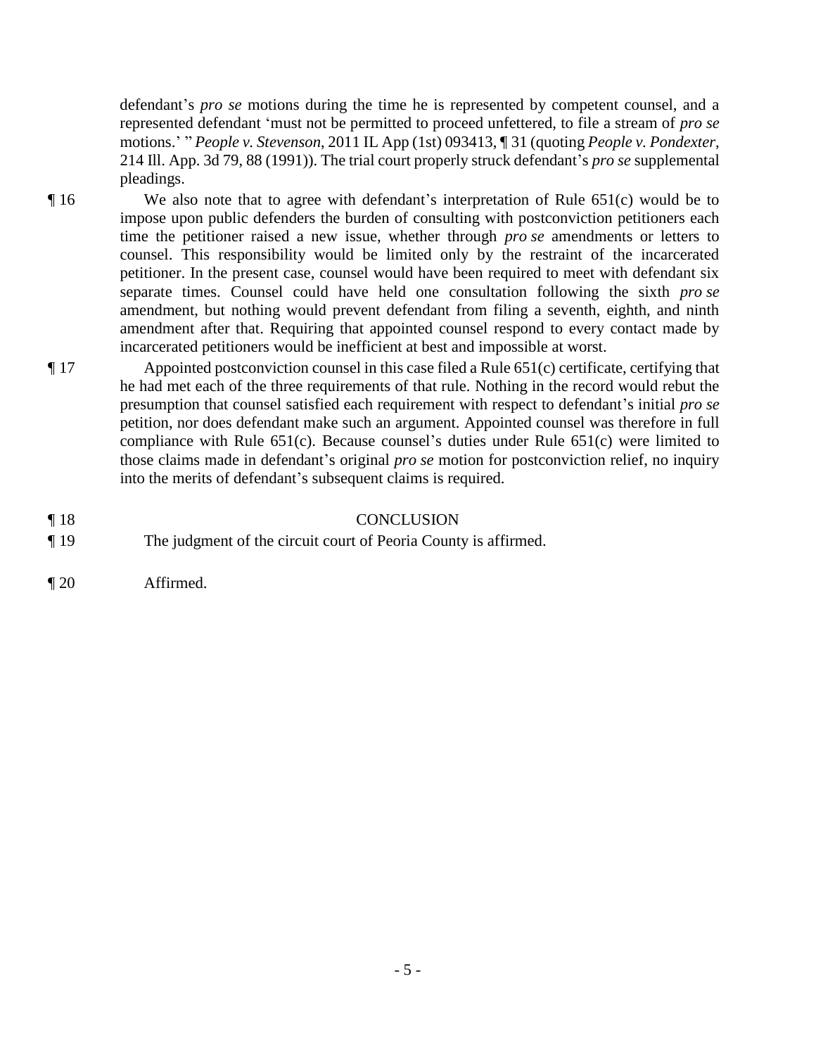defendant's *pro se* motions during the time he is represented by competent counsel, and a represented defendant 'must not be permitted to proceed unfettered, to file a stream of *pro se* motions.' " *People v. Stevenson*, 2011 IL App (1st) 093413, ¶ 31 (quoting *People v. Pondexter*, 214 Ill. App. 3d 79, 88 (1991)). The trial court properly struck defendant's *pro se* supplemental pleadings.

¶ 16 We also note that to agree with defendant's interpretation of Rule 651(c) would be to impose upon public defenders the burden of consulting with postconviction petitioners each time the petitioner raised a new issue, whether through *pro se* amendments or letters to counsel. This responsibility would be limited only by the restraint of the incarcerated petitioner. In the present case, counsel would have been required to meet with defendant six separate times. Counsel could have held one consultation following the sixth *pro se* amendment, but nothing would prevent defendant from filing a seventh, eighth, and ninth amendment after that. Requiring that appointed counsel respond to every contact made by incarcerated petitioners would be inefficient at best and impossible at worst.

¶ 17 Appointed postconviction counsel in this case filed a Rule 651(c) certificate, certifying that he had met each of the three requirements of that rule. Nothing in the record would rebut the presumption that counsel satisfied each requirement with respect to defendant's initial *pro se* petition, nor does defendant make such an argument. Appointed counsel was therefore in full compliance with Rule 651(c). Because counsel's duties under Rule 651(c) were limited to those claims made in defendant's original *pro se* motion for postconviction relief, no inquiry into the merits of defendant's subsequent claims is required.

## ¶ 18 CONCLUSION

¶ 19 The judgment of the circuit court of Peoria County is affirmed.

¶ 20 Affirmed.